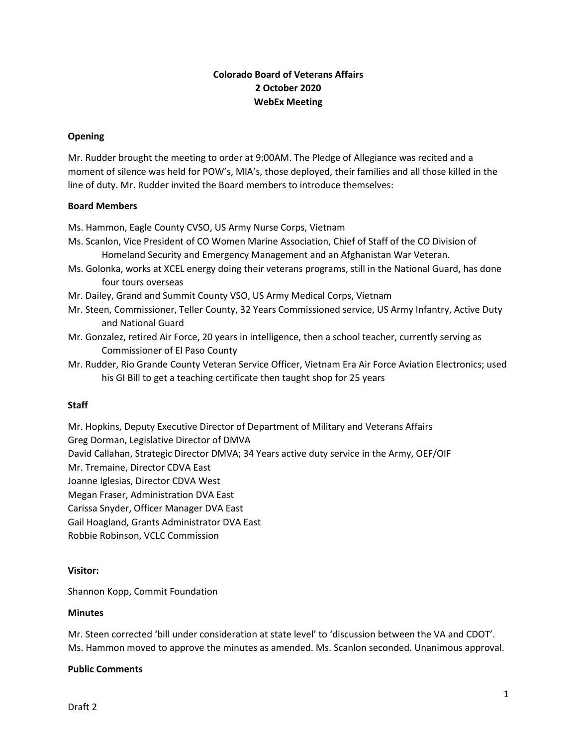**Colorado Board of Veterans Affairs**
**2 October 2020**
**WebEx Meeting**

**Opening**

Mr. Rudder brought the meeting to order at 9:00AM. The Pledge of Allegiance was recited and a moment of silence was held for POW's, MIA's, those deployed, their families and all those killed in the line of duty. Mr. Rudder invited the Board members to introduce themselves:

**Board Members**

Ms. Hammon, Eagle County CVSO, US Army Nurse Corps, Vietnam
Ms. Scanlon, Vice President of CO Women Marine Association, Chief of Staff of the CO Division of Homeland Security and Emergency Management and an Afghanistan War Veteran.
Ms. Golonka, works at XCEL energy doing their veterans programs, still in the National Guard, has done four tours overseas
Mr. Dailey, Grand and Summit County VSO, US Army Medical Corps, Vietnam
Mr. Steen, Commissioner, Teller County, 32 Years Commissioned service, US Army Infantry, Active Duty and National Guard
Mr. Gonzalez, retired Air Force, 20 years in intelligence, then a school teacher, currently serving as Commissioner of El Paso County
Mr. Rudder, Rio Grande County Veteran Service Officer, Vietnam Era Air Force Aviation Electronics; used his GI Bill to get a teaching certificate then taught shop for 25 years

**Staff**

Mr. Hopkins, Deputy Executive Director of Department of Military and Veterans Affairs
Greg Dorman, Legislative Director of DMVA
David Callahan, Strategic Director DMVA; 34 Years active duty service in the Army, OEF/OIF
Mr. Tremaine, Director CDVA East
Joanne Iglesias, Director CDVA West
Megan Fraser, Administration DVA East
Carissa Snyder, Officer Manager DVA East
Gail Hoagland, Grants Administrator DVA East
Robbie Robinson, VCLC Commission

**Visitor:**

Shannon Kopp, Commit Foundation

**Minutes**

Mr. Steen corrected 'bill under consideration at state level' to 'discussion between the VA and CDOT'. Ms. Hammon moved to approve the minutes as amended. Ms. Scanlon seconded. Unanimous approval.

**Public Comments**

Draft 2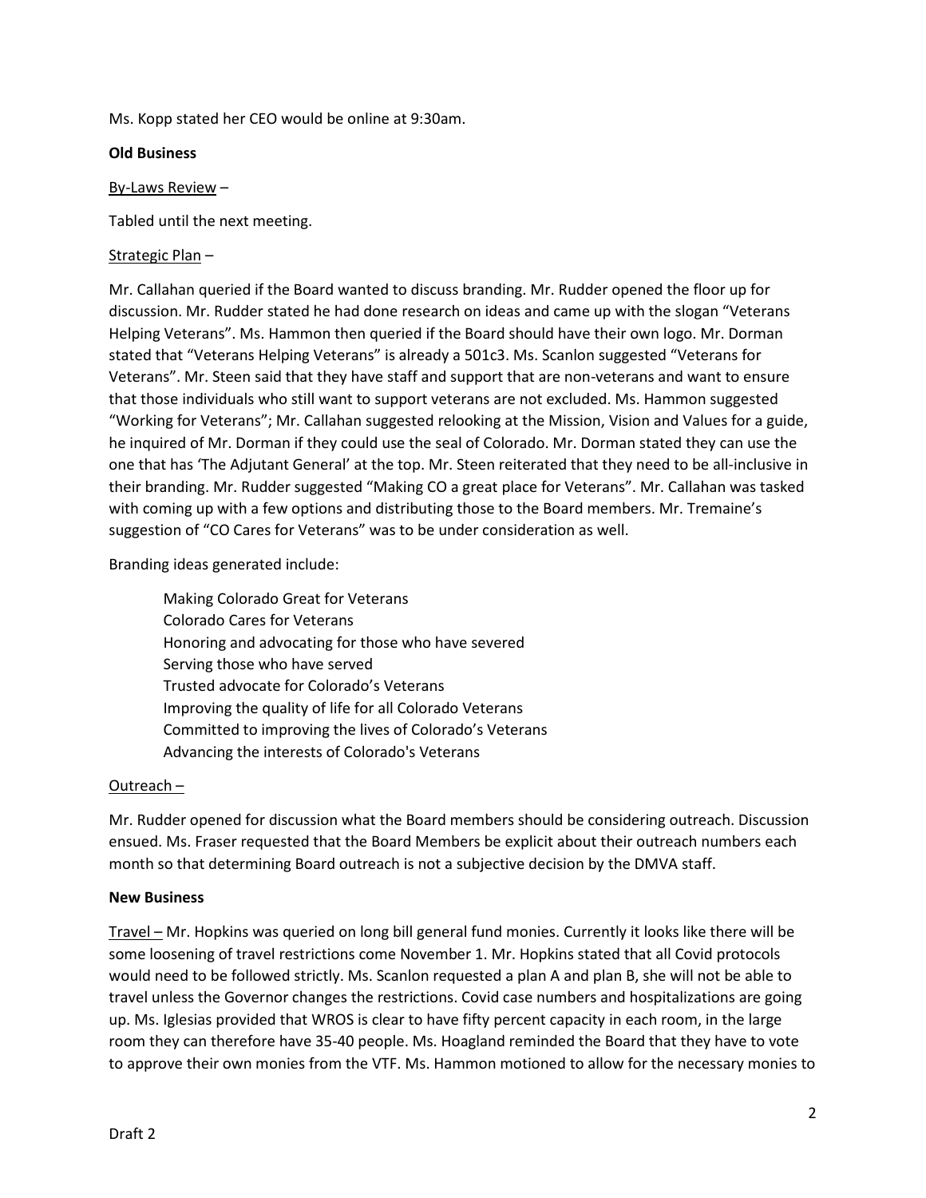Ms. Kopp stated her CEO would be online at 9:30am.

**Old Business**

By-Laws Review –

Tabled until the next meeting.

Strategic Plan –

Mr. Callahan queried if the Board wanted to discuss branding. Mr. Rudder opened the floor up for discussion. Mr. Rudder stated he had done research on ideas and came up with the slogan "Veterans Helping Veterans". Ms. Hammon then queried if the Board should have their own logo. Mr. Dorman stated that "Veterans Helping Veterans" is already a 501c3. Ms. Scanlon suggested "Veterans for Veterans". Mr. Steen said that they have staff and support that are non-veterans and want to ensure that those individuals who still want to support veterans are not excluded. Ms. Hammon suggested "Working for Veterans"; Mr. Callahan suggested relooking at the Mission, Vision and Values for a guide, he inquired of Mr. Dorman if they could use the seal of Colorado. Mr. Dorman stated they can use the one that has 'The Adjutant General' at the top. Mr. Steen reiterated that they need to be all-inclusive in their branding. Mr. Rudder suggested "Making CO a great place for Veterans". Mr. Callahan was tasked with coming up with a few options and distributing those to the Board members. Mr. Tremaine's suggestion of "CO Cares for Veterans" was to be under consideration as well.

Branding ideas generated include:

Making Colorado Great for Veterans
Colorado Cares for Veterans
Honoring and advocating for those who have severed
Serving those who have served
Trusted advocate for Colorado's Veterans
Improving the quality of life for all Colorado Veterans
Committed to improving the lives of Colorado's Veterans
Advancing the interests of Colorado's Veterans

Outreach –

Mr. Rudder opened for discussion what the Board members should be considering outreach. Discussion ensued. Ms. Fraser requested that the Board Members be explicit about their outreach numbers each month so that determining Board outreach is not a subjective decision by the DMVA staff.

**New Business**

Travel – Mr. Hopkins was queried on long bill general fund monies. Currently it looks like there will be some loosening of travel restrictions come November 1. Mr. Hopkins stated that all Covid protocols would need to be followed strictly. Ms. Scanlon requested a plan A and plan B, she will not be able to travel unless the Governor changes the restrictions. Covid case numbers and hospitalizations are going up. Ms. Iglesias provided that WROS is clear to have fifty percent capacity in each room, in the large room they can therefore have 35-40 people. Ms. Hoagland reminded the Board that they have to vote to approve their own monies from the VTF. Ms. Hammon motioned to allow for the necessary monies to

Draft 2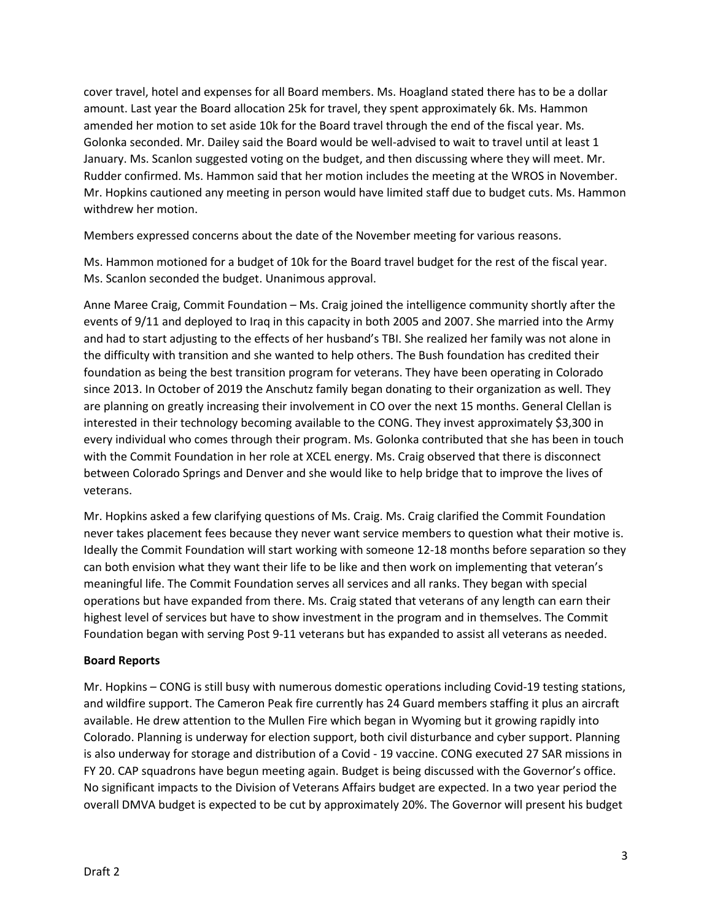cover travel, hotel and expenses for all Board members. Ms. Hoagland stated there has to be a dollar amount. Last year the Board allocation 25k for travel, they spent approximately 6k. Ms. Hammon amended her motion to set aside 10k for the Board travel through the end of the fiscal year. Ms. Golonka seconded. Mr. Dailey said the Board would be well-advised to wait to travel until at least 1 January. Ms. Scanlon suggested voting on the budget, and then discussing where they will meet. Mr. Rudder confirmed. Ms. Hammon said that her motion includes the meeting at the WROS in November. Mr. Hopkins cautioned any meeting in person would have limited staff due to budget cuts. Ms. Hammon withdrew her motion.

Members expressed concerns about the date of the November meeting for various reasons.

Ms. Hammon motioned for a budget of 10k for the Board travel budget for the rest of the fiscal year. Ms. Scanlon seconded the budget. Unanimous approval.

Anne Maree Craig, Commit Foundation – Ms. Craig joined the intelligence community shortly after the events of 9/11 and deployed to Iraq in this capacity in both 2005 and 2007. She married into the Army and had to start adjusting to the effects of her husband's TBI. She realized her family was not alone in the difficulty with transition and she wanted to help others. The Bush foundation has credited their foundation as being the best transition program for veterans. They have been operating in Colorado since 2013. In October of 2019 the Anschutz family began donating to their organization as well. They are planning on greatly increasing their involvement in CO over the next 15 months. General Clellan is interested in their technology becoming available to the CONG. They invest approximately $3,300 in every individual who comes through their program. Ms. Golonka contributed that she has been in touch with the Commit Foundation in her role at XCEL energy. Ms. Craig observed that there is disconnect between Colorado Springs and Denver and she would like to help bridge that to improve the lives of veterans.

Mr. Hopkins asked a few clarifying questions of Ms. Craig. Ms. Craig clarified the Commit Foundation never takes placement fees because they never want service members to question what their motive is. Ideally the Commit Foundation will start working with someone 12-18 months before separation so they can both envision what they want their life to be like and then work on implementing that veteran's meaningful life. The Commit Foundation serves all services and all ranks. They began with special operations but have expanded from there. Ms. Craig stated that veterans of any length can earn their highest level of services but have to show investment in the program and in themselves. The Commit Foundation began with serving Post 9-11 veterans but has expanded to assist all veterans as needed.

**Board Reports**

Mr. Hopkins – CONG is still busy with numerous domestic operations including Covid-19 testing stations, and wildfire support. The Cameron Peak fire currently has 24 Guard members staffing it plus an aircraft available. He drew attention to the Mullen Fire which began in Wyoming but it growing rapidly into Colorado. Planning is underway for election support, both civil disturbance and cyber support. Planning is also underway for storage and distribution of a Covid - 19 vaccine. CONG executed 27 SAR missions in FY 20. CAP squadrons have begun meeting again. Budget is being discussed with the Governor's office. No significant impacts to the Division of Veterans Affairs budget are expected. In a two year period the overall DMVA budget is expected to be cut by approximately 20%. The Governor will present his budget

Draft 2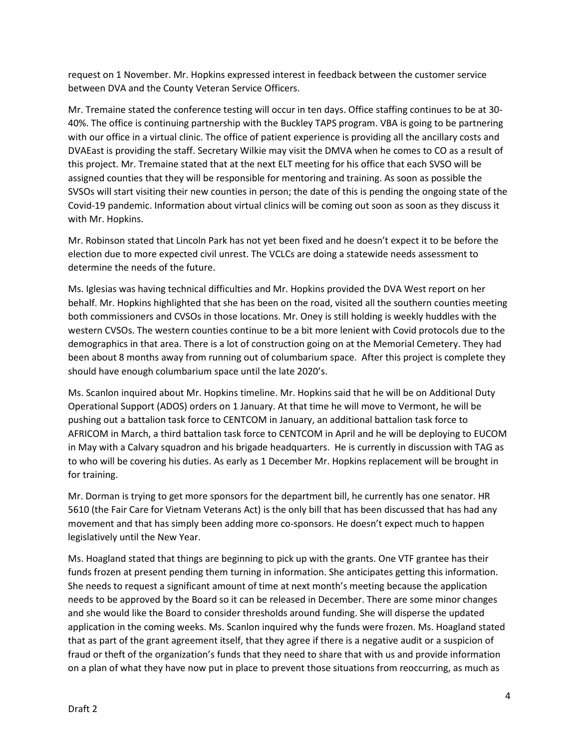request on 1 November. Mr. Hopkins expressed interest in feedback between the customer service between DVA and the County Veteran Service Officers.

Mr. Tremaine stated the conference testing will occur in ten days. Office staffing continues to be at 30-40%. The office is continuing partnership with the Buckley TAPS program. VBA is going to be partnering with our office in a virtual clinic. The office of patient experience is providing all the ancillary costs and DVAEast is providing the staff. Secretary Wilkie may visit the DMVA when he comes to CO as a result of this project. Mr. Tremaine stated that at the next ELT meeting for his office that each SVSO will be assigned counties that they will be responsible for mentoring and training. As soon as possible the SVSOs will start visiting their new counties in person; the date of this is pending the ongoing state of the Covid-19 pandemic. Information about virtual clinics will be coming out soon as soon as they discuss it with Mr. Hopkins.

Mr. Robinson stated that Lincoln Park has not yet been fixed and he doesn't expect it to be before the election due to more expected civil unrest. The VCLCs are doing a statewide needs assessment to determine the needs of the future.

Ms. Iglesias was having technical difficulties and Mr. Hopkins provided the DVA West report on her behalf. Mr. Hopkins highlighted that she has been on the road, visited all the southern counties meeting both commissioners and CVSOs in those locations. Mr. Oney is still holding is weekly huddles with the western CVSOs. The western counties continue to be a bit more lenient with Covid protocols due to the demographics in that area. There is a lot of construction going on at the Memorial Cemetery. They had been about 8 months away from running out of columbarium space. After this project is complete they should have enough columbarium space until the late 2020's.

Ms. Scanlon inquired about Mr. Hopkins timeline. Mr. Hopkins said that he will be on Additional Duty Operational Support (ADOS) orders on 1 January. At that time he will move to Vermont, he will be pushing out a battalion task force to CENTCOM in January, an additional battalion task force to AFRICOM in March, a third battalion task force to CENTCOM in April and he will be deploying to EUCOM in May with a Calvary squadron and his brigade headquarters. He is currently in discussion with TAG as to who will be covering his duties. As early as 1 December Mr. Hopkins replacement will be brought in for training.

Mr. Dorman is trying to get more sponsors for the department bill, he currently has one senator. HR 5610 (the Fair Care for Vietnam Veterans Act) is the only bill that has been discussed that has had any movement and that has simply been adding more co-sponsors. He doesn't expect much to happen legislatively until the New Year.

Ms. Hoagland stated that things are beginning to pick up with the grants. One VTF grantee has their funds frozen at present pending them turning in information. She anticipates getting this information. She needs to request a significant amount of time at next month's meeting because the application needs to be approved by the Board so it can be released in December. There are some minor changes and she would like the Board to consider thresholds around funding. She will disperse the updated application in the coming weeks. Ms. Scanlon inquired why the funds were frozen. Ms. Hoagland stated that as part of the grant agreement itself, that they agree if there is a negative audit or a suspicion of fraud or theft of the organization's funds that they need to share that with us and provide information on a plan of what they have now put in place to prevent those situations from reoccurring, as much as

Draft 2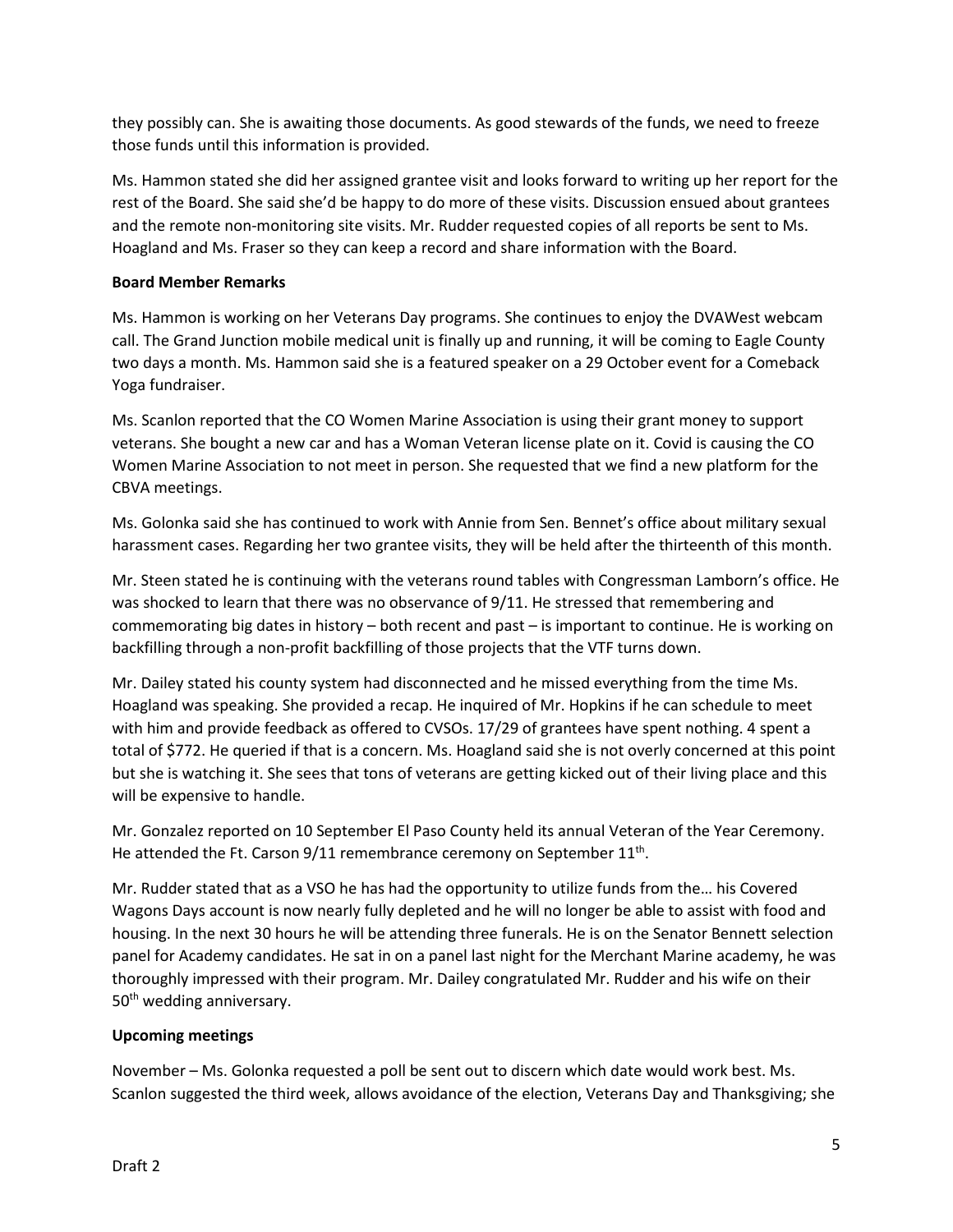they possibly can. She is awaiting those documents. As good stewards of the funds, we need to freeze those funds until this information is provided.

Ms. Hammon stated she did her assigned grantee visit and looks forward to writing up her report for the rest of the Board. She said she'd be happy to do more of these visits. Discussion ensued about grantees and the remote non-monitoring site visits. Mr. Rudder requested copies of all reports be sent to Ms. Hoagland and Ms. Fraser so they can keep a record and share information with the Board.

**Board Member Remarks**

Ms. Hammon is working on her Veterans Day programs. She continues to enjoy the DVAWest webcam call. The Grand Junction mobile medical unit is finally up and running, it will be coming to Eagle County two days a month. Ms. Hammon said she is a featured speaker on a 29 October event for a Comeback Yoga fundraiser.

Ms. Scanlon reported that the CO Women Marine Association is using their grant money to support veterans. She bought a new car and has a Woman Veteran license plate on it. Covid is causing the CO Women Marine Association to not meet in person. She requested that we find a new platform for the CBVA meetings.

Ms. Golonka said she has continued to work with Annie from Sen. Bennet's office about military sexual harassment cases. Regarding her two grantee visits, they will be held after the thirteenth of this month.

Mr. Steen stated he is continuing with the veterans round tables with Congressman Lamborn's office. He was shocked to learn that there was no observance of 9/11. He stressed that remembering and commemorating big dates in history – both recent and past – is important to continue. He is working on backfilling through a non-profit backfilling of those projects that the VTF turns down.

Mr. Dailey stated his county system had disconnected and he missed everything from the time Ms. Hoagland was speaking. She provided a recap. He inquired of Mr. Hopkins if he can schedule to meet with him and provide feedback as offered to CVSOs. 17/29 of grantees have spent nothing. 4 spent a total of $772. He queried if that is a concern. Ms. Hoagland said she is not overly concerned at this point but she is watching it. She sees that tons of veterans are getting kicked out of their living place and this will be expensive to handle.

Mr. Gonzalez reported on 10 September El Paso County held its annual Veteran of the Year Ceremony. He attended the Ft. Carson 9/11 remembrance ceremony on September 11th.

Mr. Rudder stated that as a VSO he has had the opportunity to utilize funds from the… his Covered Wagons Days account is now nearly fully depleted and he will no longer be able to assist with food and housing. In the next 30 hours he will be attending three funerals. He is on the Senator Bennett selection panel for Academy candidates. He sat in on a panel last night for the Merchant Marine academy, he was thoroughly impressed with their program. Mr. Dailey congratulated Mr. Rudder and his wife on their 50th wedding anniversary.

**Upcoming meetings**

November – Ms. Golonka requested a poll be sent out to discern which date would work best. Ms. Scanlon suggested the third week, allows avoidance of the election, Veterans Day and Thanksgiving; she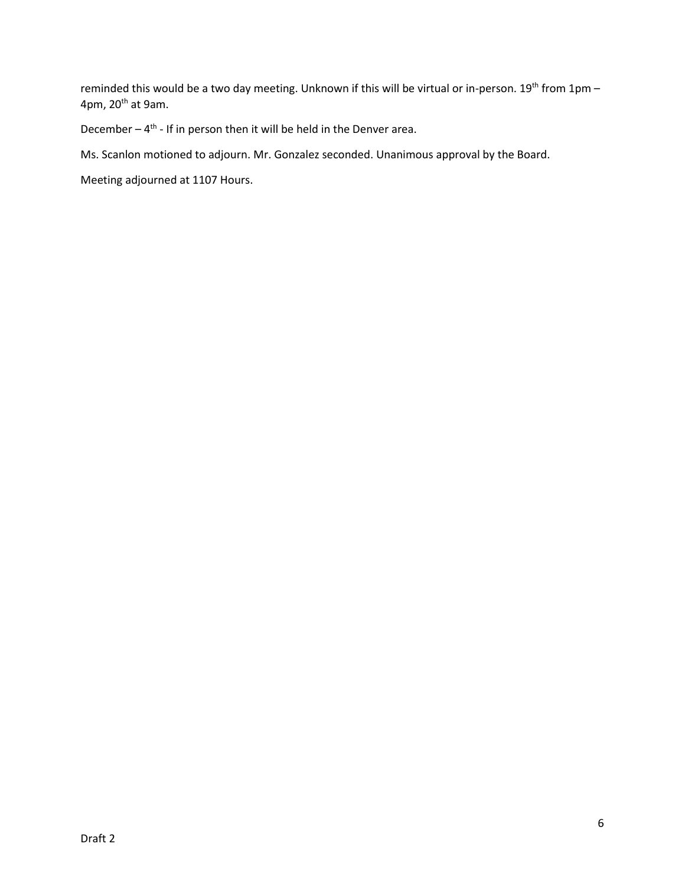reminded this would be a two day meeting. Unknown if this will be virtual or in-person. 19th from 1pm – 4pm, 20th at 9am.

December – 4th - If in person then it will be held in the Denver area.

Ms. Scanlon motioned to adjourn. Mr. Gonzalez seconded. Unanimous approval by the Board.

Meeting adjourned at 1107 Hours.

Draft 2